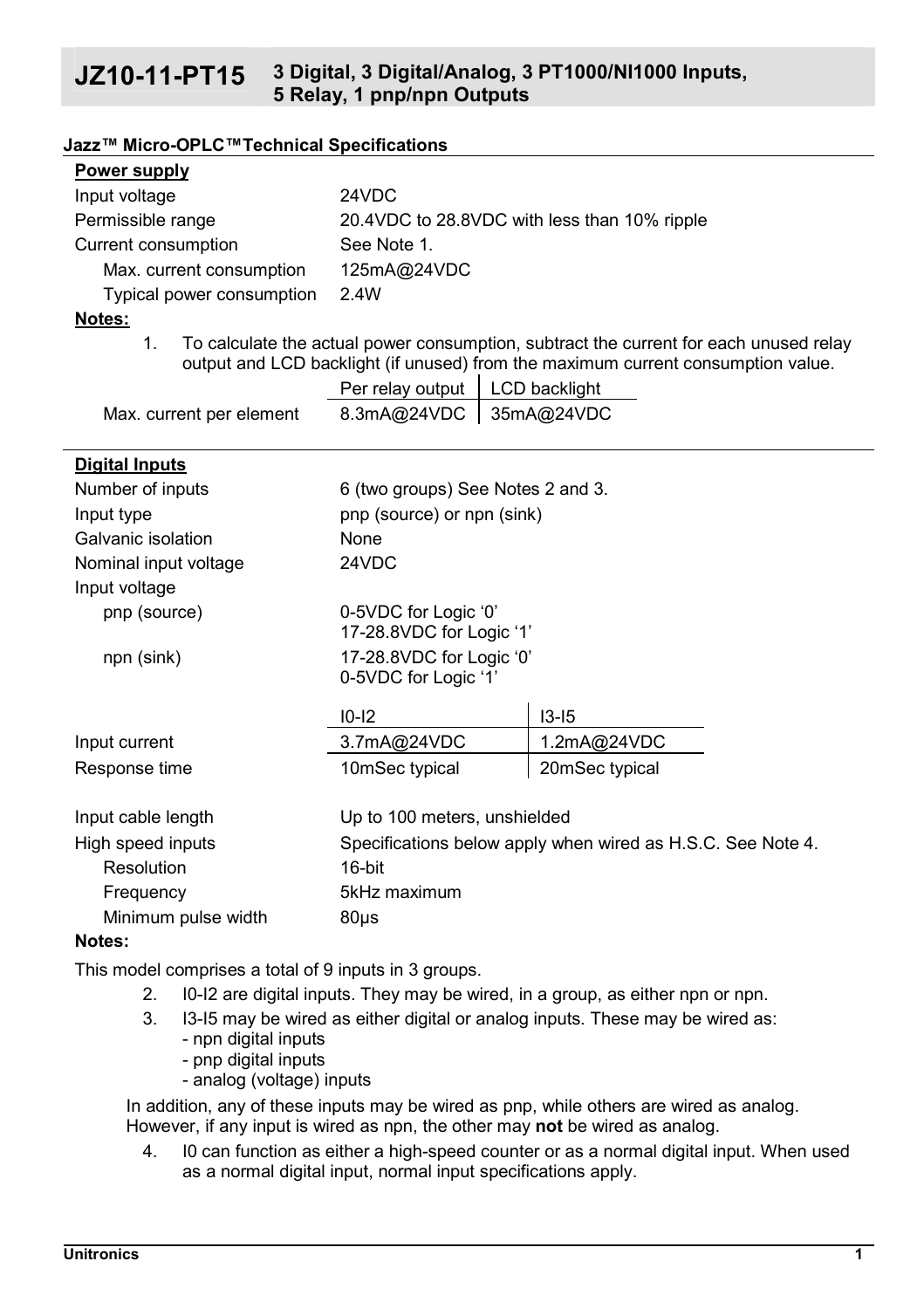# JZ10-11-PT15 3 Digital, 3 Digital/Analog, 3 PT1000/NI1000 Inputs, 5 Relay, 1 pnp/npn Outputs

**Jazz™ Micro-OPLC™Technical Specifications**

**Power supply**

| | |
|---|---|
| Input voltage | 24VDC |
| Permissible range | 20.4VDC to 28.8VDC with less than 10% ripple |
| Current consumption | See Note 1. |
| Max. current consumption | 125mA@24VDC |
| Typical power consumption | 2.4W |

**Notes:**

1. To calculate the actual power consumption, subtract the current for each unused relay output and LCD backlight (if unused) from the maximum current consumption value.

| | Per relay output | LCD backlight |
|---|---|---|
| Max. current per element | 8.3mA@24VDC | 35mA@24VDC |

**Digital Inputs**

| | | |
|---|---|---|
| Number of inputs | 6 (two groups) See Notes 2 and 3. | |
| Input type | pnp (source) or npn (sink) | |
| Galvanic isolation | None | |
| Nominal input voltage | 24VDC | |
| Input voltage | | |
| pnp (source) | 0-5VDC for Logic '0'<br>17-28.8VDC for Logic '1' | |
| npn (sink) | 17-28.8VDC for Logic '0'<br>0-5VDC for Logic '1' | |
| | I0-I2 | I3-I5 |
| Input current | 3.7mA@24VDC | 1.2mA@24VDC |
| Response time | 10mSec typical | 20mSec typical |
| Input cable length | Up to 100 meters, unshielded | |
| High speed inputs | Specifications below apply when wired as H.S.C. See Note 4. | |
| Resolution | 16-bit | |
| Frequency | 5kHz maximum | |
| Minimum pulse width | 80μs | |

**Notes:**

This model comprises a total of 9 inputs in 3 groups.

2. I0-I2 are digital inputs. They may be wired, in a group, as either npn or npn.
3. I3-I5 may be wired as either digital or analog inputs. These may be wired as:
   - npn digital inputs
   - pnp digital inputs
   - analog (voltage) inputs

   In addition, any of these inputs may be wired as pnp, while others are wired as analog. However, if any input is wired as npn, the other may **not** be wired as analog.
4. I0 can function as either a high-speed counter or as a normal digital input. When used as a normal digital input, normal input specifications apply.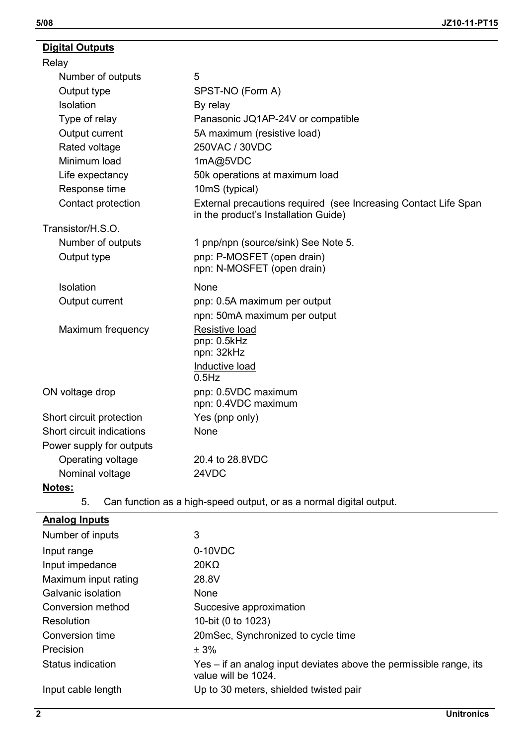## Digital Outputs

| | |
|---|---|
| **Relay** | |
| Number of outputs | 5 |
| Output type | SPST-NO (Form A) |
| Isolation | By relay |
| Type of relay | Panasonic JQ1AP-24V or compatible |
| Output current | 5A maximum (resistive load) |
| Rated voltage | 250VAC / 30VDC |
| Minimum load | 1mA@5VDC |
| Life expectancy | 50k operations at maximum load |
| Response time | 10mS (typical) |
| Contact protection | External precautions required (see Increasing Contact Life Span in the product's Installation Guide) |
| **Transistor/H.S.O.** | |
| Number of outputs | 1 pnp/npn (source/sink) See Note 5. |
| Output type | pnp: P-MOSFET (open drain)<br>npn: N-MOSFET (open drain) |
| Isolation | None |
| Output current | pnp: 0.5A maximum per output<br>npn: 50mA maximum per output |
| Maximum frequency | Resistive load<br>pnp: 0.5kHz<br>npn: 32kHz<br>Inductive load<br>0.5Hz |
| ON voltage drop | pnp: 0.5VDC maximum<br>npn: 0.4VDC maximum |
| Short circuit protection | Yes (pnp only) |
| Short circuit indications | None |
| **Power supply for outputs** | |
| Operating voltage | 20.4 to 28.8VDC |
| Nominal voltage | 24VDC |

**Notes:**

5. Can function as a high-speed output, or as a normal digital output.

## Analog Inputs

| | |
|---|---|
| Number of inputs | 3 |
| Input range | 0-10VDC |
| Input impedance | 20KΩ |
| Maximum input rating | 28.8V |
| Galvanic isolation | None |
| Conversion method | Succesive approximation |
| Resolution | 10-bit (0 to 1023) |
| Conversion time | 20mSec, Synchronized to cycle time |
| Precision | ± 3% |
| Status indication | Yes – if an analog input deviates above the permissible range, its value will be 1024. |
| Input cable length | Up to 30 meters, shielded twisted pair |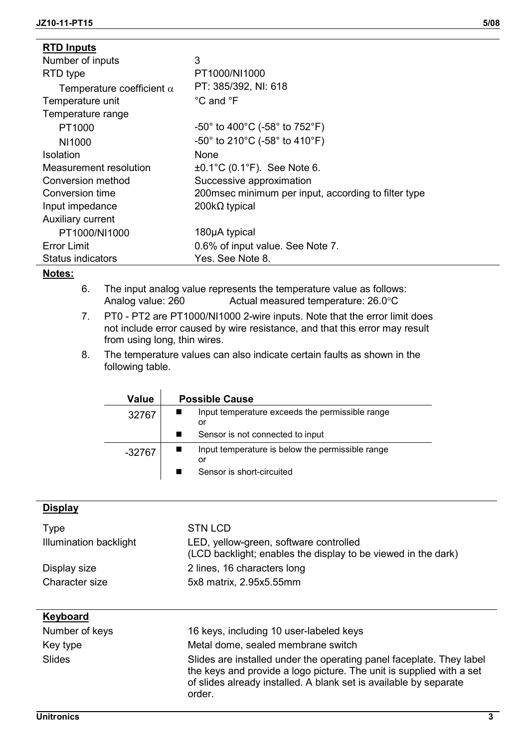## RTD Inputs

| | |
|---|---|
| Number of inputs | 3 |
| RTD type | PT1000/NI1000 |
| Temperature coefficient $\alpha$ | PT: 385/392, NI: 618 |
| Temperature unit | °C and °F |
| Temperature range | |
| PT1000 | -50° to 400°C (-58° to 752°F) |
| NI1000 | -50° to 210°C (-58° to 410°F) |
| Isolation | None |
| Measurement resolution | ±0.1°C (0.1°F). See Note 6. |
| Conversion method | Successive approximation |
| Conversion time | 200msec minimum per input, according to filter type |
| Input impedance | 200kΩ typical |
| Auxiliary current | |
| PT1000/NI1000 | 180µA typical |
| Error Limit | 0.6% of input value. See Note 7. |
| Status indicators | Yes. See Note 8. |

**Notes:**

6. The input analog value represents the temperature value as follows:
   Analog value: 260 Actual measured temperature: 26.0°C
7. PT0 - PT2 are PT1000/NI1000 2-wire inputs. Note that the error limit does not include error caused by wire resistance, and that this error may result from using long, thin wires.
8. The temperature values can also indicate certain faults as shown in the following table.

| Value | Possible Cause |
|---|---|
| 32767 | ■ Input temperature exceeds the permissible range or ■ Sensor is not connected to input |
| -32767 | ■ Input temperature is below the permissible range or ■ Sensor is short-circuited |

## Display

| | |
|---|---|
| Type | STN LCD |
| Illumination backlight | LED, yellow-green, software controlled (LCD backlight; enables the display to be viewed in the dark) |
| Display size | 2 lines, 16 characters long |
| Character size | 5x8 matrix, 2.95x5.55mm |

## Keyboard

| | |
|---|---|
| Number of keys | 16 keys, including 10 user-labeled keys |
| Key type | Metal dome, sealed membrane switch |
| Slides | Slides are installed under the operating panel faceplate. They label the keys and provide a logo picture. The unit is supplied with a set of slides already installed. A blank set is available by separate order. |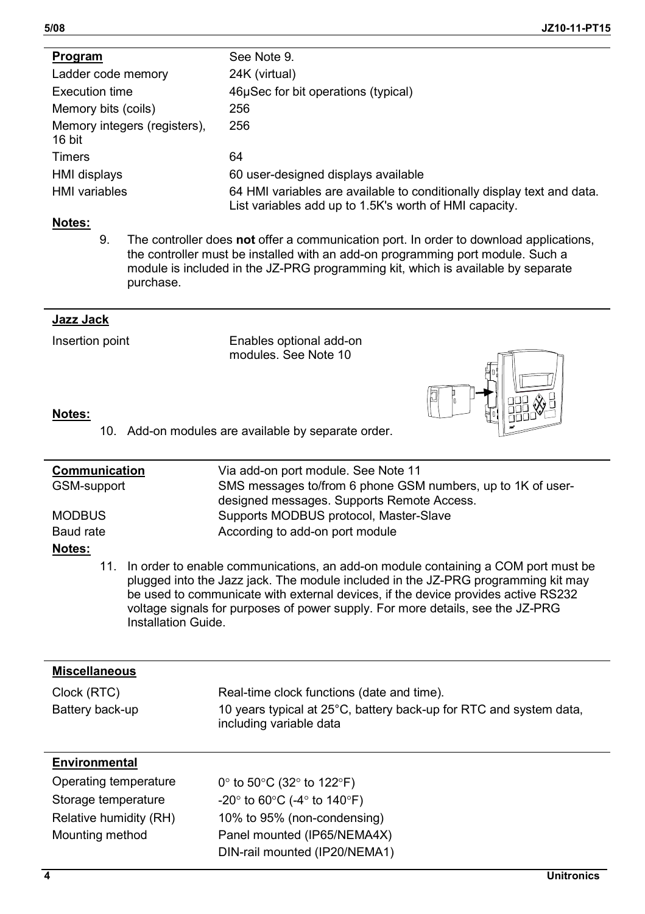| **Program** | See Note 9. |
|---|---|
| Ladder code memory | 24K (virtual) |
| Execution time | 46µSec for bit operations (typical) |
| Memory bits (coils) | 256 |
| Memory integers (registers), 16 bit | 256 |
| Timers | 64 |
| HMI displays | 60 user-designed displays available |
| HMI variables | 64 HMI variables are available to conditionally display text and data. List variables add up to 1.5K's worth of HMI capacity. |

**Notes:**

9. The controller does **not** offer a communication port. In order to download applications, the controller must be installed with an add-on programming port module. Such a module is included in the JZ-PRG programming kit, which is available by separate purchase.

| **Jazz Jack** | |
|---|---|
| Insertion point | Enables optional add-on modules. See Note 10 |

**Notes:**

10. Add-on modules are available by separate order.

| **Communication** | Via add-on port module. See Note 11 |
|---|---|
| GSM-support | SMS messages to/from 6 phone GSM numbers, up to 1K of user-designed messages. Supports Remote Access. |
| MODBUS | Supports MODBUS protocol, Master-Slave |
| Baud rate | According to add-on port module |

**Notes:**

11. In order to enable communications, an add-on module containing a COM port must be plugged into the Jazz jack. The module included in the JZ-PRG programming kit may be used to communicate with external devices, if the device provides active RS232 voltage signals for purposes of power supply. For more details, see the JZ-PRG Installation Guide.

| **Miscellaneous** | |
|---|---|
| Clock (RTC) | Real-time clock functions (date and time). |
| Battery back-up | 10 years typical at 25°C, battery back-up for RTC and system data, including variable data |

| **Environmental** | |
|---|---|
| Operating temperature | 0° to 50°C (32° to 122°F) |
| Storage temperature | -20° to 60°C (-4° to 140°F) |
| Relative humidity (RH) | 10% to 95% (non-condensing) |
| Mounting method | Panel mounted (IP65/NEMA4X) |
| | DIN-rail mounted (IP20/NEMA1) |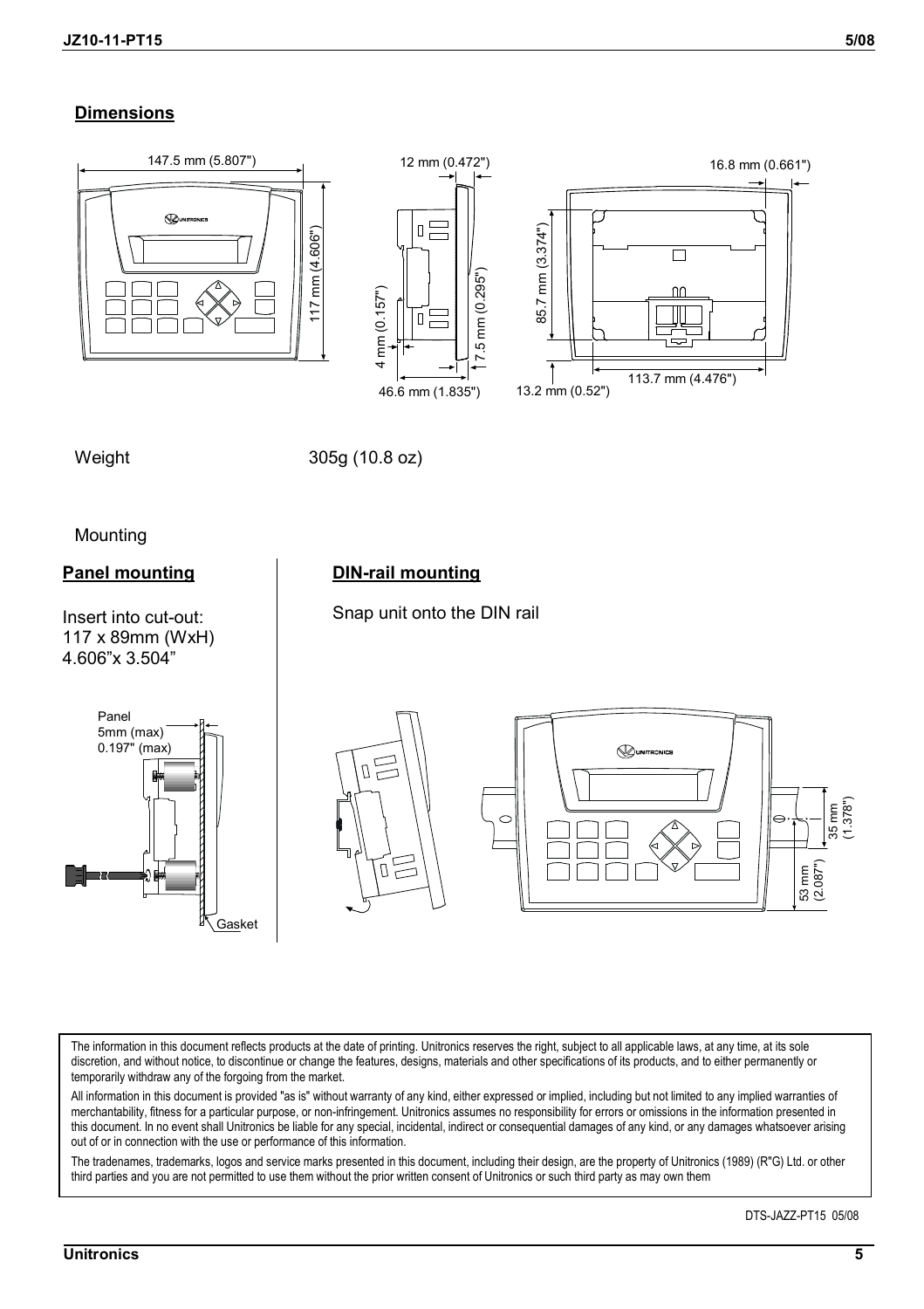## Dimensions

147.5 mm (5.807")
117 mm (4.606")
12 mm (0.472")
4 mm (0.157")
7.5 mm (0.295")
46.6 mm (1.835")
16.8 mm (0.661")
85.7 mm (3.374")
13.2 mm (0.52")
113.7 mm (4.476")

Weight 305g (10.8 oz)

Mounting

### Panel mounting

Insert into cut-out:
117 x 89mm (WxH)
4.606"x 3.504"

Panel
5mm (max)
0.197" (max)

Gasket

### DIN-rail mounting

Snap unit onto the DIN rail

35 mm
(1.378")
53 mm
(2.087")

The information in this document reflects products at the date of printing. Unitronics reserves the right, subject to all applicable laws, at any time, at its sole discretion, and without notice, to discontinue or change the features, designs, materials and other specifications of its products, and to either permanently or temporarily withdraw any of the forgoing from the market.

All information in this document is provided "as is" without warranty of any kind, either expressed or implied, including but not limited to any implied warranties of merchantability, fitness for a particular purpose, or non-infringement. Unitronics assumes no responsibility for errors or omissions in the information presented in this document. In no event shall Unitronics be liable for any special, incidental, indirect or consequential damages of any kind, or any damages whatsoever arising out of or in connection with the use or performance of this information.

The tradenames, trademarks, logos and service marks presented in this document, including their design, are the property of Unitronics (1989) (R"G) Ltd. or other third parties and you are not permitted to use them without the prior written consent of Unitronics or such third party as may own them

DTS-JAZZ-PT15 05/08